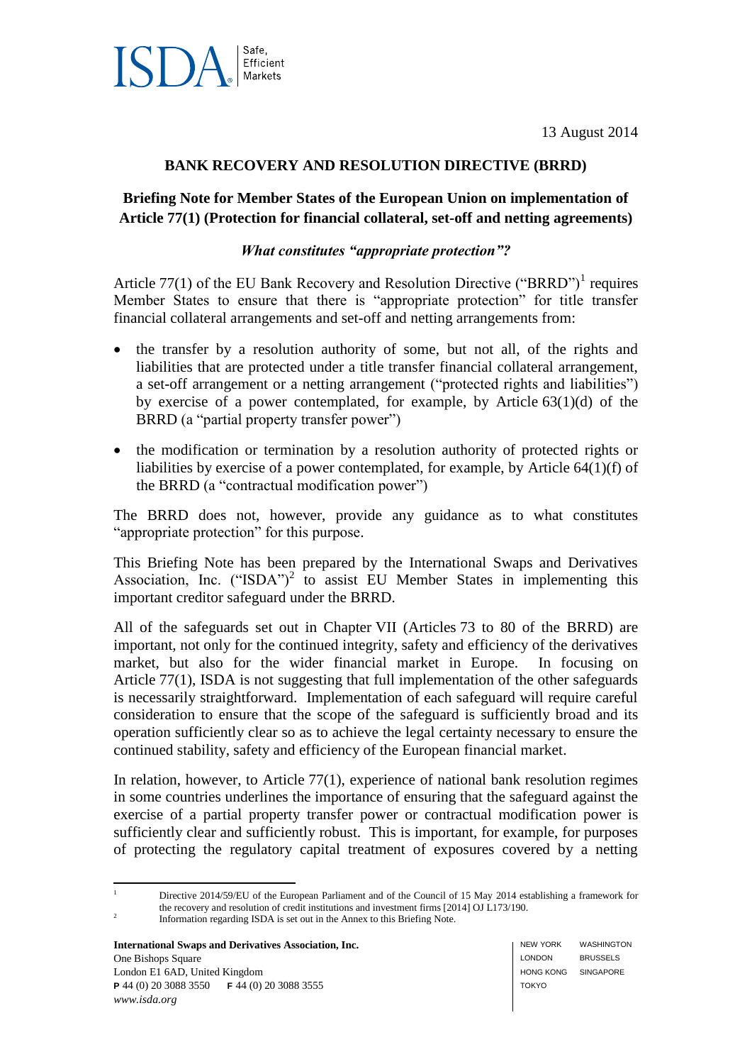13 August 2014

## BANK RECOVERY AND RESOLUTION DIRECTIVE (BRRD)

### Briefing Note for Member States of the European Union on implementation of Article 77(1) (Protection for financial collateral, set-off and netting agreements)

***What constitutes "appropriate protection"?***

Article 77(1) of the EU Bank Recovery and Resolution Directive ("BRRD")[1] requires Member States to ensure that there is "appropriate protection" for title transfer financial collateral arrangements and set-off and netting arrangements from:

- the transfer by a resolution authority of some, but not all, of the rights and liabilities that are protected under a title transfer financial collateral arrangement, a set-off arrangement or a netting arrangement ("protected rights and liabilities") by exercise of a power contemplated, for example, by Article 63(1)(d) of the BRRD (a "partial property transfer power")
- the modification or termination by a resolution authority of protected rights or liabilities by exercise of a power contemplated, for example, by Article 64(1)(f) of the BRRD (a "contractual modification power")

The BRRD does not, however, provide any guidance as to what constitutes "appropriate protection" for this purpose.

This Briefing Note has been prepared by the International Swaps and Derivatives Association, Inc. ("ISDA")[2] to assist EU Member States in implementing this important creditor safeguard under the BRRD.

All of the safeguards set out in Chapter VII (Articles 73 to 80 of the BRRD) are important, not only for the continued integrity, safety and efficiency of the derivatives market, but also for the wider financial market in Europe. In focusing on Article 77(1), ISDA is not suggesting that full implementation of the other safeguards is necessarily straightforward. Implementation of each safeguard will require careful consideration to ensure that the scope of the safeguard is sufficiently broad and its operation sufficiently clear so as to achieve the legal certainty necessary to ensure the continued stability, safety and efficiency of the European financial market.

In relation, however, to Article 77(1), experience of national bank resolution regimes in some countries underlines the importance of ensuring that the safeguard against the exercise of a partial property transfer power or contractual modification power is sufficiently clear and sufficiently robust. This is important, for example, for purposes of protecting the regulatory capital treatment of exposures covered by a netting

---

[1] Directive 2014/59/EU of the European Parliament and of the Council of 15 May 2014 establishing a framework for the recovery and resolution of credit institutions and investment firms [2014] OJ L173/190.

[2] Information regarding ISDA is set out in the Annex to this Briefing Note.

**International Swaps and Derivatives Association, Inc.**
One Bishops Square
London E1 6AD, United Kingdom
**P** 44 (0) 20 3088 3550 **F** 44 (0) 20 3088 3555
*www.isda.org*

NEW YORK WASHINGTON
LONDON BRUSSELS
HONG KONG SINGAPORE
TOKYO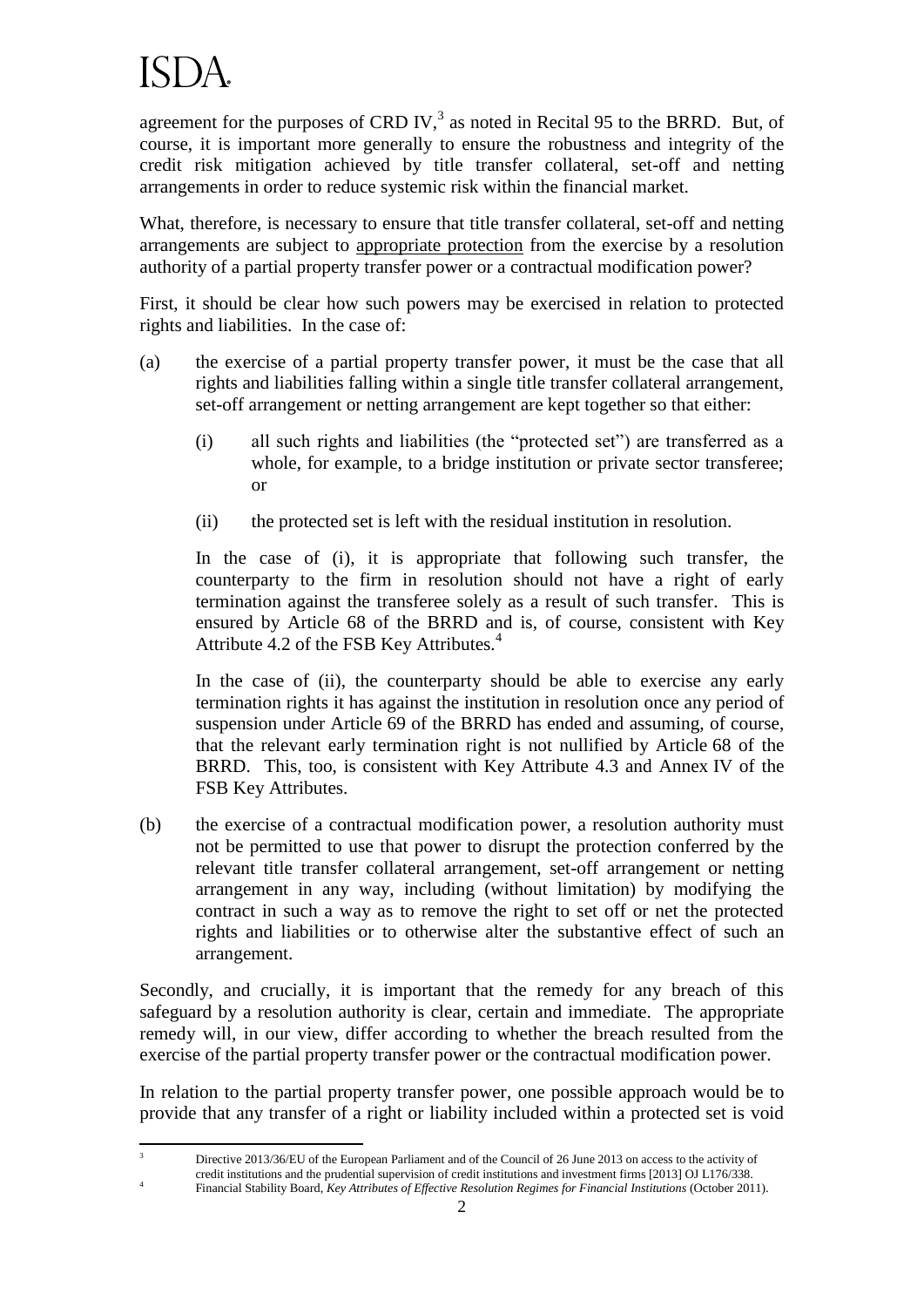agreement for the purposes of CRD IV,[3] as noted in Recital 95 to the BRRD. But, of course, it is important more generally to ensure the robustness and integrity of the credit risk mitigation achieved by title transfer collateral, set-off and netting arrangements in order to reduce systemic risk within the financial market.

What, therefore, is necessary to ensure that title transfer collateral, set-off and netting arrangements are subject to appropriate protection from the exercise by a resolution authority of a partial property transfer power or a contractual modification power?

First, it should be clear how such powers may be exercised in relation to protected rights and liabilities. In the case of:

(a) the exercise of a partial property transfer power, it must be the case that all rights and liabilities falling within a single title transfer collateral arrangement, set-off arrangement or netting arrangement are kept together so that either:

   (i) all such rights and liabilities (the "protected set") are transferred as a whole, for example, to a bridge institution or private sector transferee; or

   (ii) the protected set is left with the residual institution in resolution.

   In the case of (i), it is appropriate that following such transfer, the counterparty to the firm in resolution should not have a right of early termination against the transferee solely as a result of such transfer. This is ensured by Article 68 of the BRRD and is, of course, consistent with Key Attribute 4.2 of the FSB Key Attributes.[4]

   In the case of (ii), the counterparty should be able to exercise any early termination rights it has against the institution in resolution once any period of suspension under Article 69 of the BRRD has ended and assuming, of course, that the relevant early termination right is not nullified by Article 68 of the BRRD. This, too, is consistent with Key Attribute 4.3 and Annex IV of the FSB Key Attributes.

(b) the exercise of a contractual modification power, a resolution authority must not be permitted to use that power to disrupt the protection conferred by the relevant title transfer collateral arrangement, set-off arrangement or netting arrangement in any way, including (without limitation) by modifying the contract in such a way as to remove the right to set off or net the protected rights and liabilities or to otherwise alter the substantive effect of such an arrangement.

Secondly, and crucially, it is important that the remedy for any breach of this safeguard by a resolution authority is clear, certain and immediate. The appropriate remedy will, in our view, differ according to whether the breach resulted from the exercise of the partial property transfer power or the contractual modification power.

In relation to the partial property transfer power, one possible approach would be to provide that any transfer of a right or liability included within a protected set is void

[3] Directive 2013/36/EU of the European Parliament and of the Council of 26 June 2013 on access to the activity of credit institutions and the prudential supervision of credit institutions and investment firms [2013] OJ L176/338.

[4] Financial Stability Board, *Key Attributes of Effective Resolution Regimes for Financial Institutions* (October 2011).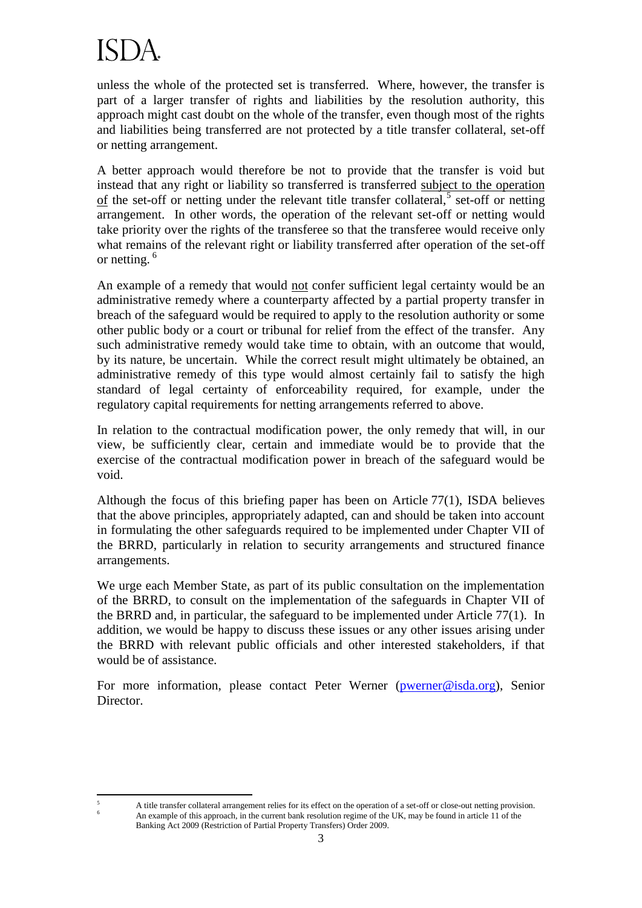unless the whole of the protected set is transferred. Where, however, the transfer is part of a larger transfer of rights and liabilities by the resolution authority, this approach might cast doubt on the whole of the transfer, even though most of the rights and liabilities being transferred are not protected by a title transfer collateral, set-off or netting arrangement.

A better approach would therefore be not to provide that the transfer is void but instead that any right or liability so transferred is transferred <u>subject to the operation of</u> the set-off or netting under the relevant title transfer collateral,[5] set-off or netting arrangement. In other words, the operation of the relevant set-off or netting would take priority over the rights of the transferee so that the transferee would receive only what remains of the relevant right or liability transferred after operation of the set-off or netting.[6]

An example of a remedy that would <u>not</u> confer sufficient legal certainty would be an administrative remedy where a counterparty affected by a partial property transfer in breach of the safeguard would be required to apply to the resolution authority or some other public body or a court or tribunal for relief from the effect of the transfer. Any such administrative remedy would take time to obtain, with an outcome that would, by its nature, be uncertain. While the correct result might ultimately be obtained, an administrative remedy of this type would almost certainly fail to satisfy the high standard of legal certainty of enforceability required, for example, under the regulatory capital requirements for netting arrangements referred to above.

In relation to the contractual modification power, the only remedy that will, in our view, be sufficiently clear, certain and immediate would be to provide that the exercise of the contractual modification power in breach of the safeguard would be void.

Although the focus of this briefing paper has been on Article 77(1), ISDA believes that the above principles, appropriately adapted, can and should be taken into account in formulating the other safeguards required to be implemented under Chapter VII of the BRRD, particularly in relation to security arrangements and structured finance arrangements.

We urge each Member State, as part of its public consultation on the implementation of the BRRD, to consult on the implementation of the safeguards in Chapter VII of the BRRD and, in particular, the safeguard to be implemented under Article 77(1). In addition, we would be happy to discuss these issues or any other issues arising under the BRRD with relevant public officials and other interested stakeholders, if that would be of assistance.

For more information, please contact Peter Werner (pwerner@isda.org), Senior Director.

---

[5] A title transfer collateral arrangement relies for its effect on the operation of a set-off or close-out netting provision.

[6] An example of this approach, in the current bank resolution regime of the UK, may be found in article 11 of the Banking Act 2009 (Restriction of Partial Property Transfers) Order 2009.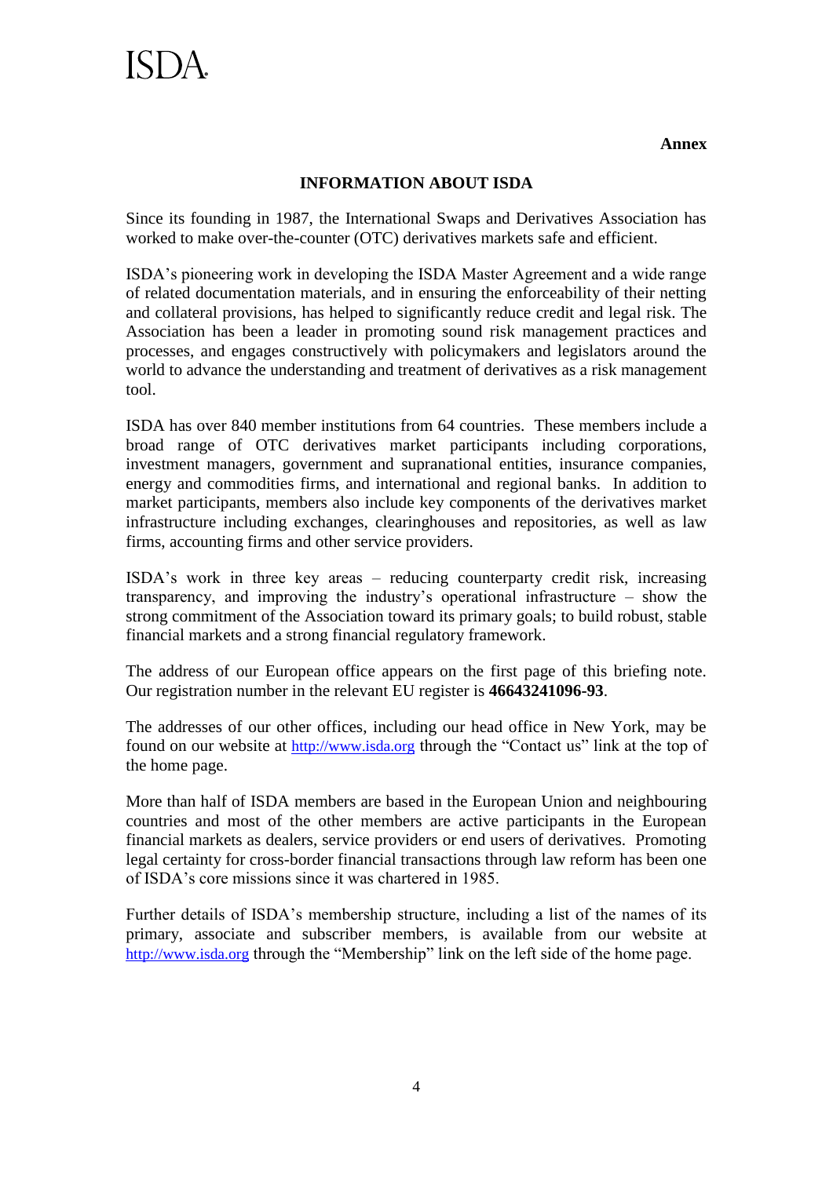ISDA®

**Annex**

## INFORMATION ABOUT ISDA

Since its founding in 1987, the International Swaps and Derivatives Association has worked to make over-the-counter (OTC) derivatives markets safe and efficient.

ISDA's pioneering work in developing the ISDA Master Agreement and a wide range of related documentation materials, and in ensuring the enforceability of their netting and collateral provisions, has helped to significantly reduce credit and legal risk. The Association has been a leader in promoting sound risk management practices and processes, and engages constructively with policymakers and legislators around the world to advance the understanding and treatment of derivatives as a risk management tool.

ISDA has over 840 member institutions from 64 countries. These members include a broad range of OTC derivatives market participants including corporations, investment managers, government and supranational entities, insurance companies, energy and commodities firms, and international and regional banks. In addition to market participants, members also include key components of the derivatives market infrastructure including exchanges, clearinghouses and repositories, as well as law firms, accounting firms and other service providers.

ISDA's work in three key areas – reducing counterparty credit risk, increasing transparency, and improving the industry's operational infrastructure – show the strong commitment of the Association toward its primary goals; to build robust, stable financial markets and a strong financial regulatory framework.

The address of our European office appears on the first page of this briefing note. Our registration number in the relevant EU register is **46643241096-93**.

The addresses of our other offices, including our head office in New York, may be found on our website at http://www.isda.org through the "Contact us" link at the top of the home page.

More than half of ISDA members are based in the European Union and neighbouring countries and most of the other members are active participants in the European financial markets as dealers, service providers or end users of derivatives. Promoting legal certainty for cross-border financial transactions through law reform has been one of ISDA's core missions since it was chartered in 1985.

Further details of ISDA's membership structure, including a list of the names of its primary, associate and subscriber members, is available from our website at http://www.isda.org through the "Membership" link on the left side of the home page.